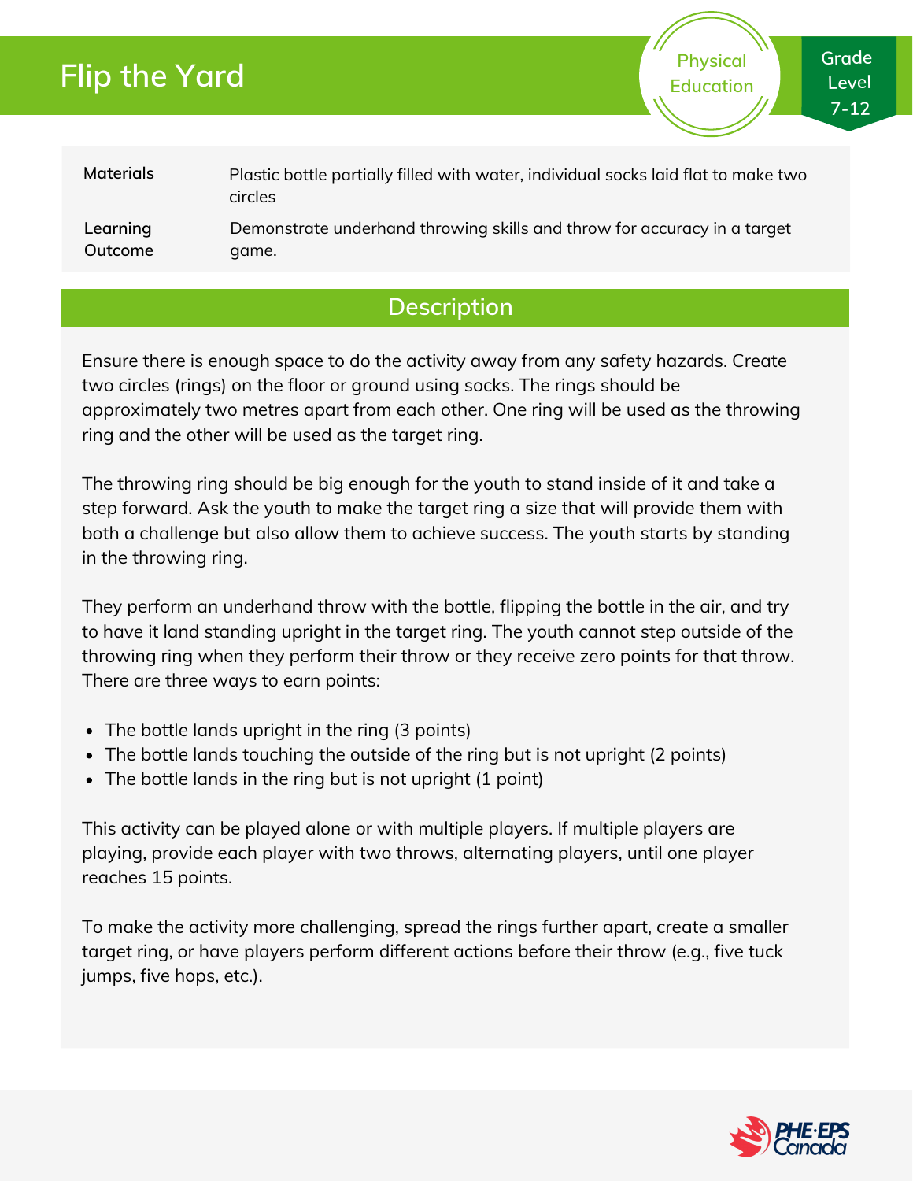# Flip the Yard

Physical Education

Grade Level 7-12

| | |
|---|---|
| **Materials** | Plastic bottle partially filled with water, individual socks laid flat to make two circles |
| **Learning Outcome** | Demonstrate underhand throwing skills and throw for accuracy in a target game. |

## Description

Ensure there is enough space to do the activity away from any safety hazards. Create two circles (rings) on the floor or ground using socks. The rings should be approximately two metres apart from each other. One ring will be used as the throwing ring and the other will be used as the target ring.

The throwing ring should be big enough for the youth to stand inside of it and take a step forward. Ask the youth to make the target ring a size that will provide them with both a challenge but also allow them to achieve success. The youth starts by standing in the throwing ring.

They perform an underhand throw with the bottle, flipping the bottle in the air, and try to have it land standing upright in the target ring. The youth cannot step outside of the throwing ring when they perform their throw or they receive zero points for that throw. There are three ways to earn points:

- The bottle lands upright in the ring (3 points)
- The bottle lands touching the outside of the ring but is not upright (2 points)
- The bottle lands in the ring but is not upright (1 point)

This activity can be played alone or with multiple players. If multiple players are playing, provide each player with two throws, alternating players, until one player reaches 15 points.

To make the activity more challenging, spread the rings further apart, create a smaller target ring, or have players perform different actions before their throw (e.g., five tuck jumps, five hops, etc.).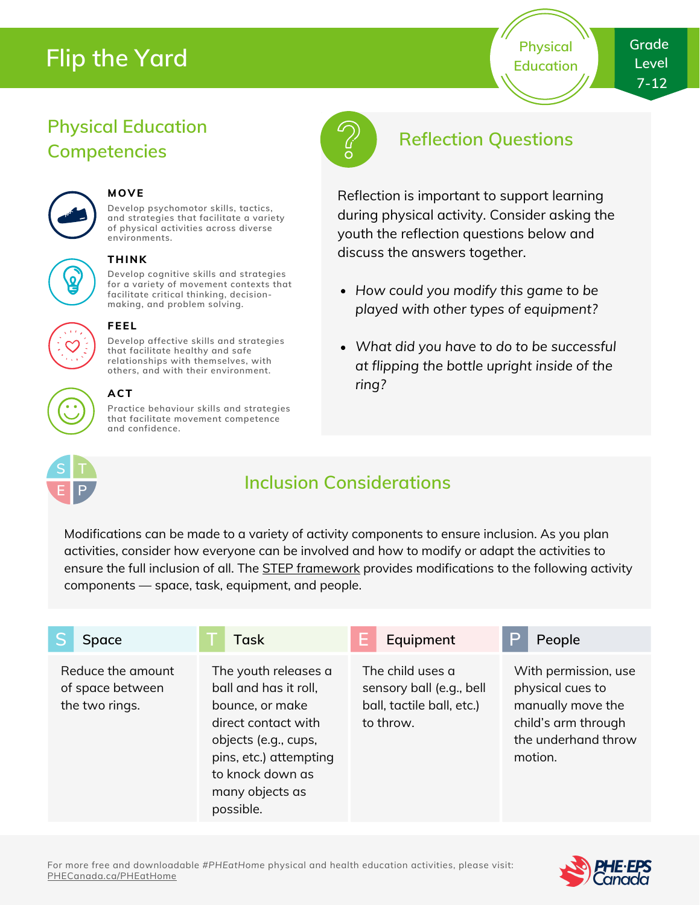# Flip the Yard

Physical Education

Grade Level 7-12

## Physical Education Competencies

**MOVE**

Develop psychomotor skills, tactics, and strategies that facilitate a variety of physical activities across diverse environments.

**THINK**

Develop cognitive skills and strategies for a variety of movement contexts that facilitate critical thinking, decision-making, and problem solving.

**FEEL**

Develop affective skills and strategies that facilitate healthy and safe relationships with themselves, with others, and with their environment.

**ACT**

Practice behaviour skills and strategies that facilitate movement competence and confidence.

## Reflection Questions

Reflection is important to support learning during physical activity. Consider asking the youth the reflection questions below and discuss the answers together.

- *How could you modify this game to be played with other types of equipment?*
- *What did you have to do to be successful at flipping the bottle upright inside of the ring?*

## Inclusion Considerations

Modifications can be made to a variety of activity components to ensure inclusion. As you plan activities, consider how everyone can be involved and how to modify or adapt the activities to ensure the full inclusion of all. The STEP framework provides modifications to the following activity components — space, task, equipment, and people.

| S Space | T Task | E Equipment | P People |
|---|---|---|---|
| Reduce the amount of space between the two rings. | The youth releases a ball and has it roll, bounce, or make direct contact with objects (e.g., cups, pins, etc.) attempting to knock down as many objects as possible. | The child uses a sensory ball (e.g., bell ball, tactile ball, etc.) to throw. | With permission, use physical cues to manually move the child's arm through the underhand throw motion. |

For more free and downloadable #PHEatHome physical and health education activities, please visit: PHECanada.ca/PHEatHome

PHE·EPS Canada